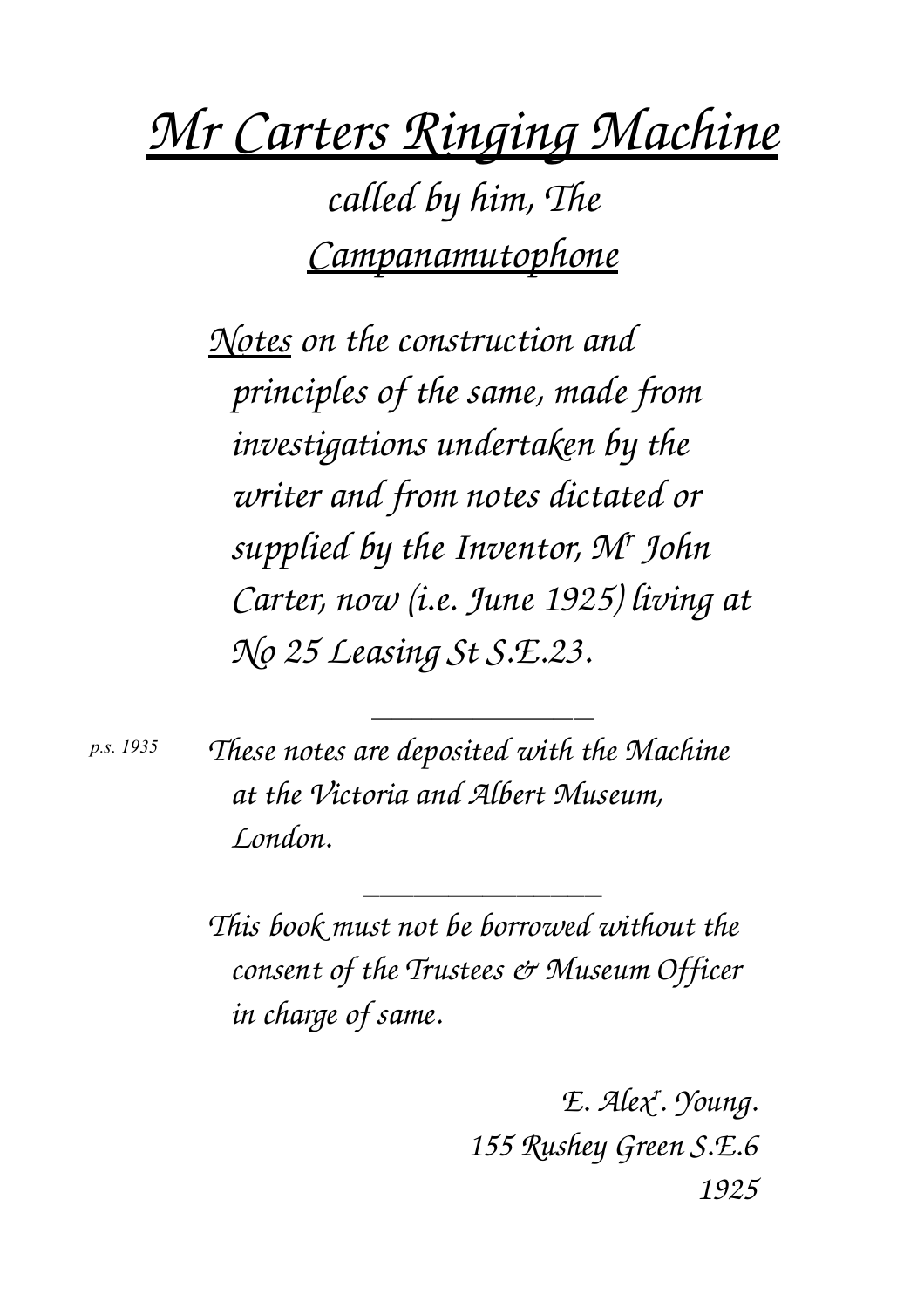# *Mr Carters Ringing Machine*

## *called by him, The*
## *Campanamutophone*

*Notes on the construction and principles of the same, made from investigations undertaken by the writer and from notes dictated or supplied by the Inventor, Mr John Carter, now (i.e. June 1925) living at No 25 Leasing St S.E.23.*

---

*p.s. 1935* *These notes are deposited with the Machine at the Victoria and Albert Museum, London.*

---

*This book must not be borrowed without the consent of the Trustees & Museum Officer in charge of same.*

*E. Alexr. Young.*
*155 Rushey Green S.E.6*
*1925*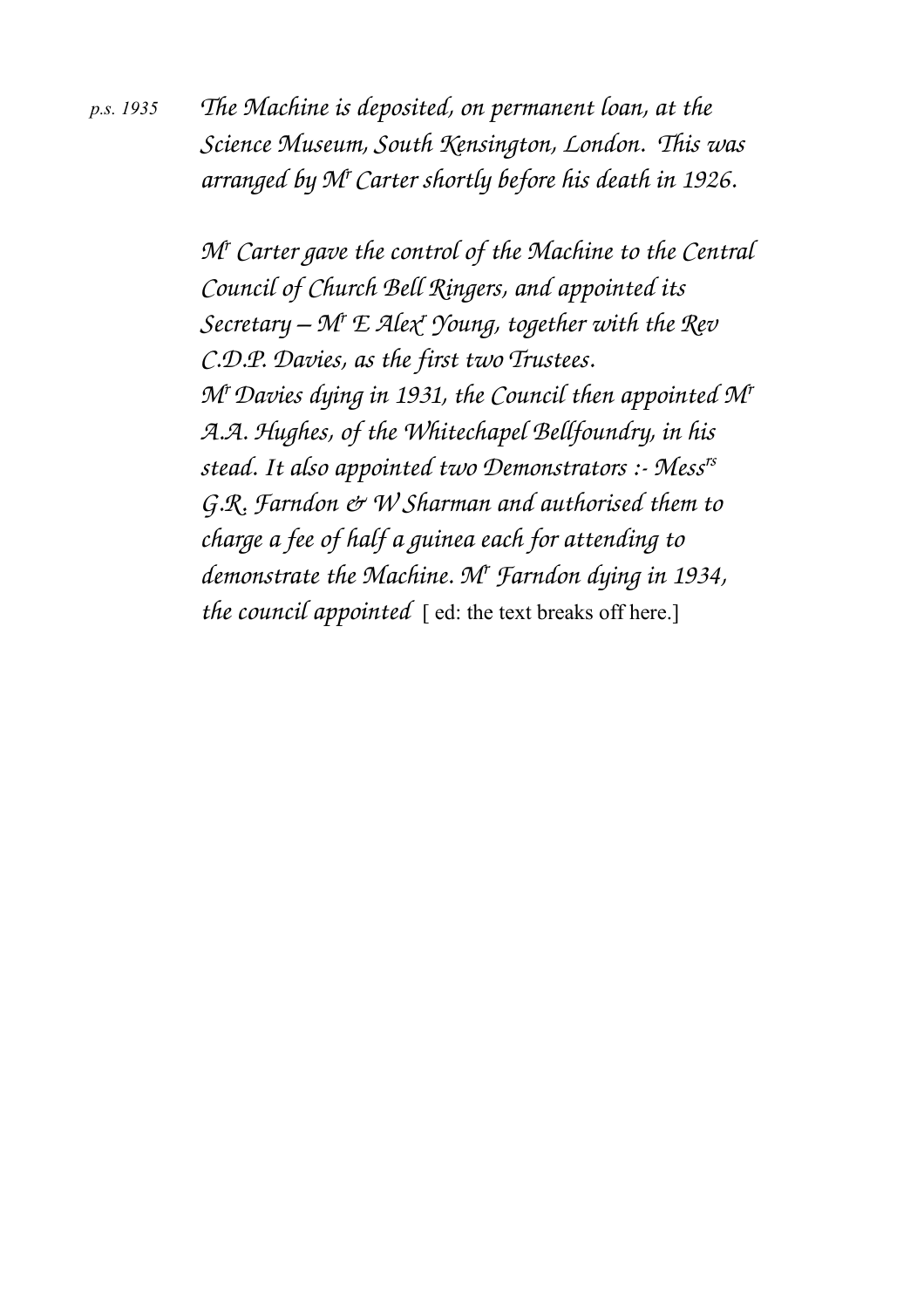*p.s. 1935* *The Machine is deposited, on permanent loan, at the Science Museum, South Kensington, London. This was arranged by M^r Carter shortly before his death in 1926.*

*M^r Carter gave the control of the Machine to the Central Council of Church Bell Ringers, and appointed its Secretary – M^r E Alex^r Young, together with the Rev C.D.P. Davies, as the first two Trustees.*
*M^r Davies dying in 1931, the Council then appointed M^r A.A. Hughes, of the Whitechapel Bellfoundry, in his stead. It also appointed two Demonstrators :- Mess^rs G.R. Farndon & W Sharman and authorised them to charge a fee of half a guinea each for attending to demonstrate the Machine. M^r Farndon dying in 1934, the council appointed* [ ed: the text breaks off here.]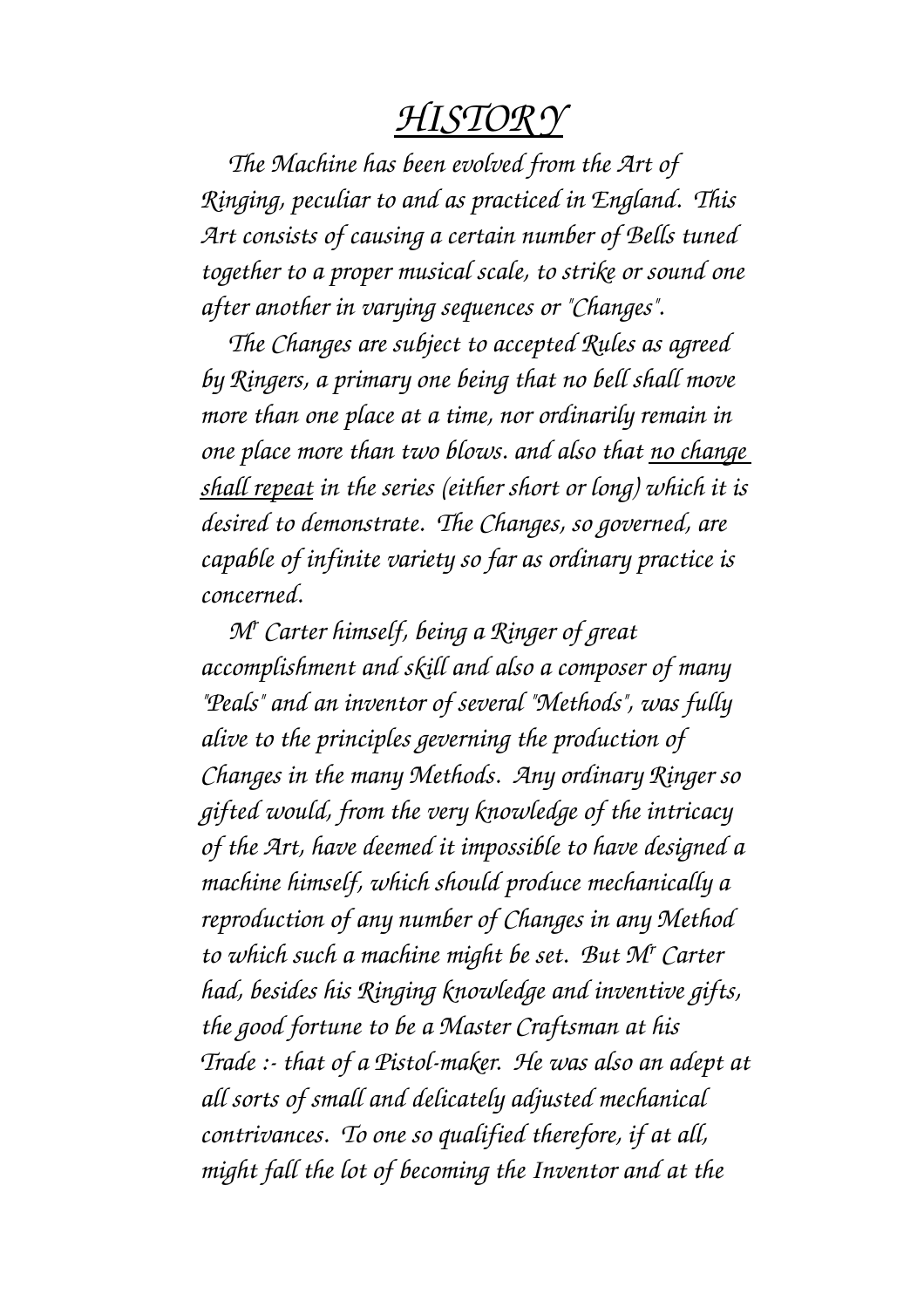# *HISTORY*

*The Machine has been evolved from the Art of Ringing, peculiar to and as practiced in England. This Art consists of causing a certain number of Bells tuned together to a proper musical scale, to strike or sound one after another in varying sequences or "Changes".*

*The Changes are subject to accepted Rules as agreed by Ringers, a primary one being that no bell shall move more than one place at a time, nor ordinarily remain in one place more than two blows. and also that <u>no change shall repeat</u> in the series (either short or long) which it is desired to demonstrate. The Changes, so governed, are capable of infinite variety so far as ordinary practice is concerned.*

*Mr Carter himself, being a Ringer of great accomplishment and skill and also a composer of many "Peals" and an inventor of several "Methods", was fully alive to the principles geverning the production of Changes in the many Methods. Any ordinary Ringer so gifted would, from the very knowledge of the intricacy of the Art, have deemed it impossible to have designed a machine himself, which should produce mechanically a reproduction of any number of Changes in any Method to which such a machine might be set. But Mr Carter had, besides his Ringing knowledge and inventive gifts, the good fortune to be a Master Craftsman at his Trade :- that of a Pistol-maker. He was also an adept at all sorts of small and delicately adjusted mechanical contrivances. To one so qualified therefore, if at all, might fall the lot of becoming the Inventor and at the*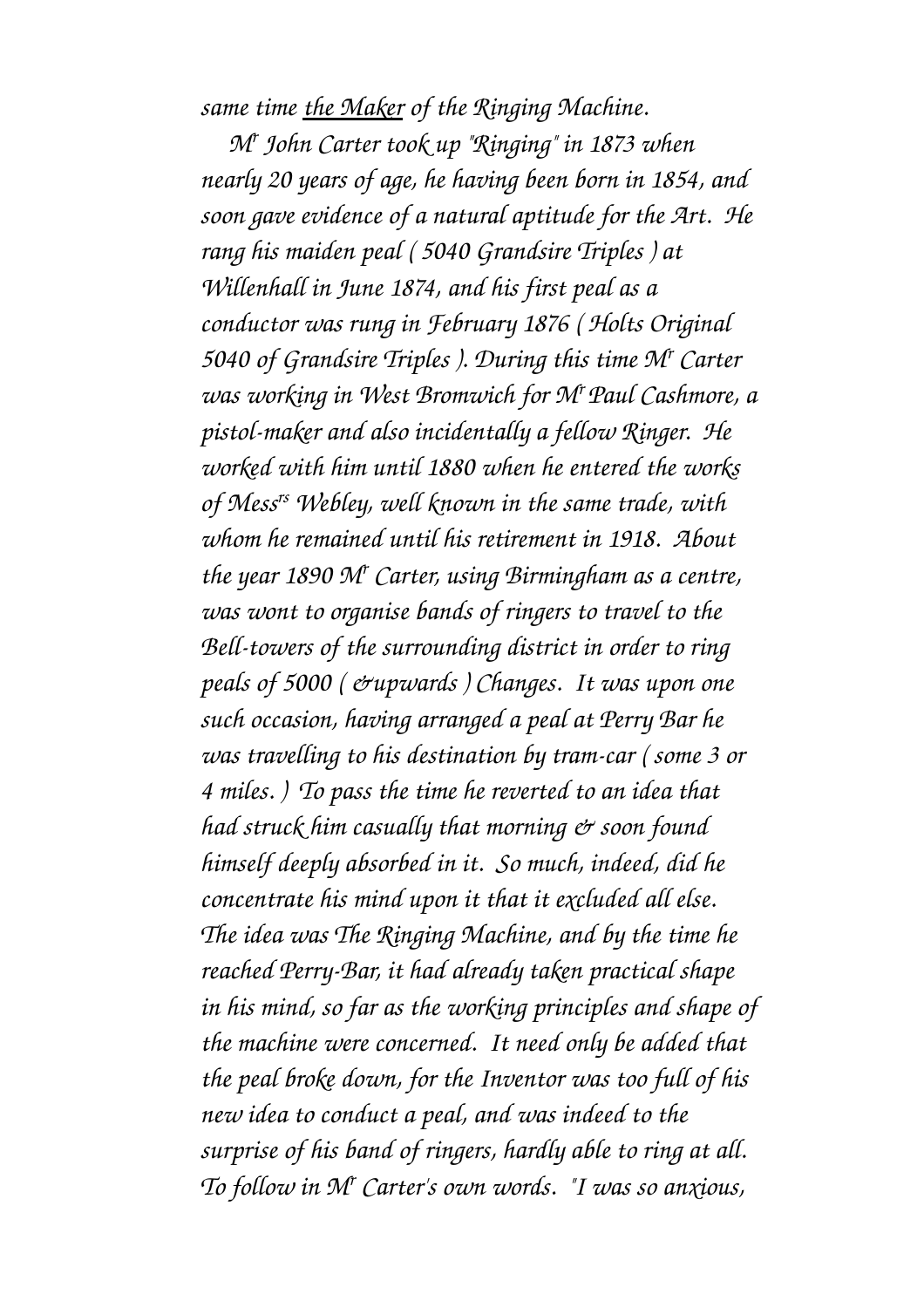*same time* *<u>the Maker</u>* *of the Ringing Machine.*

*Mr John Carter took up "Ringing" in 1873 when nearly 20 years of age, he having been born in 1854, and soon gave evidence of a natural aptitude for the Art. He rang his maiden peal ( 5040 Grandsire Triples ) at Willenhall in June 1874, and his first peal as a conductor was rung in February 1876 ( Holts Original 5040 of Grandsire Triples ). During this time Mr Carter was working in West Bromwich for Mr Paul Cashmore, a pistol-maker and also incidentally a fellow Ringer. He worked with him until 1880 when he entered the works of Messrs Webley, well known in the same trade, with whom he remained until his retirement in 1918. About the year 1890 Mr Carter, using Birmingham as a centre, was wont to organise bands of ringers to travel to the Bell-towers of the surrounding district in order to ring peals of 5000 ( &upwards ) Changes. It was upon one such occasion, having arranged a peal at Perry Bar he was travelling to his destination by tram-car ( some 3 or 4 miles. ) To pass the time he reverted to an idea that had struck him casually that morning & soon found himself deeply absorbed in it. So much, indeed, did he concentrate his mind upon it that it excluded all else. The idea was The Ringing Machine, and by the time he reached Perry-Bar, it had already taken practical shape in his mind, so far as the working principles and shape of the machine were concerned. It need only be added that the peal broke down, for the Inventor was too full of his new idea to conduct a peal, and was indeed to the surprise of his band of ringers, hardly able to ring at all. To follow in Mr Carter's own words. "I was so anxious,*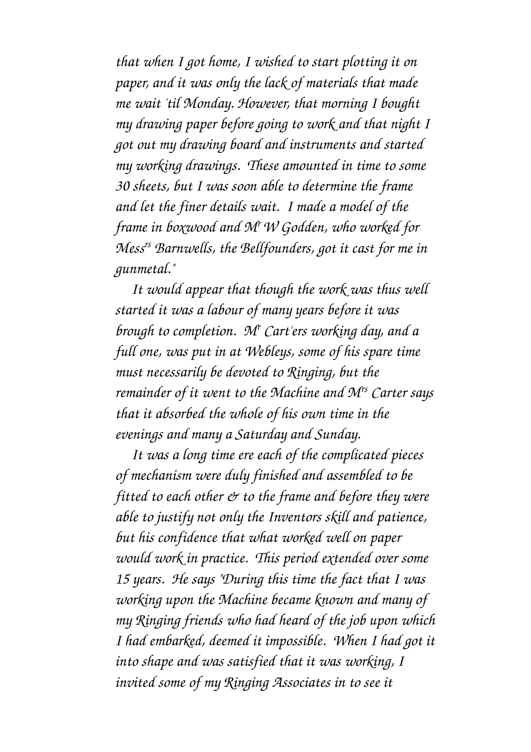*that when I got home, I wished to start plotting it on paper, and it was only the lack of materials that made me wait 'til Monday. However, that morning I bought my drawing paper before going to work and that night I got out my drawing board and instruments and started my working drawings. These amounted in time to some 30 sheets, but I was soon able to determine the frame and let the finer details wait. I made a model of the frame in boxwood and Mr W Godden, who worked for Messrs Barnwells, the Bellfounders, got it cast for me in gunmetal."*

*It would appear that though the work was thus well started it was a labour of many years before it was brough to completion. Mr Cart'ers working day, and a full one, was put in at Webleys, some of his spare time must necessarily be devoted to Ringing, but the remainder of it went to the Machine and Mrs Carter says that it absorbed the whole of his own time in the evenings and many a Saturday and Sunday.*

*It was a long time ere each of the complicated pieces of mechanism were duly finished and assembled to be fitted to each other & to the frame and before they were able to justify not only the Inventors skill and patience, but his confidence that what worked well on paper would work in practice. This period extended over some 15 years. He says "During this time the fact that I was working upon the Machine became known and many of my Ringing friends who had heard of the job upon which I had embarked, deemed it impossible. When I had got it into shape and was satisfied that it was working, I invited some of my Ringing Associates in to see it*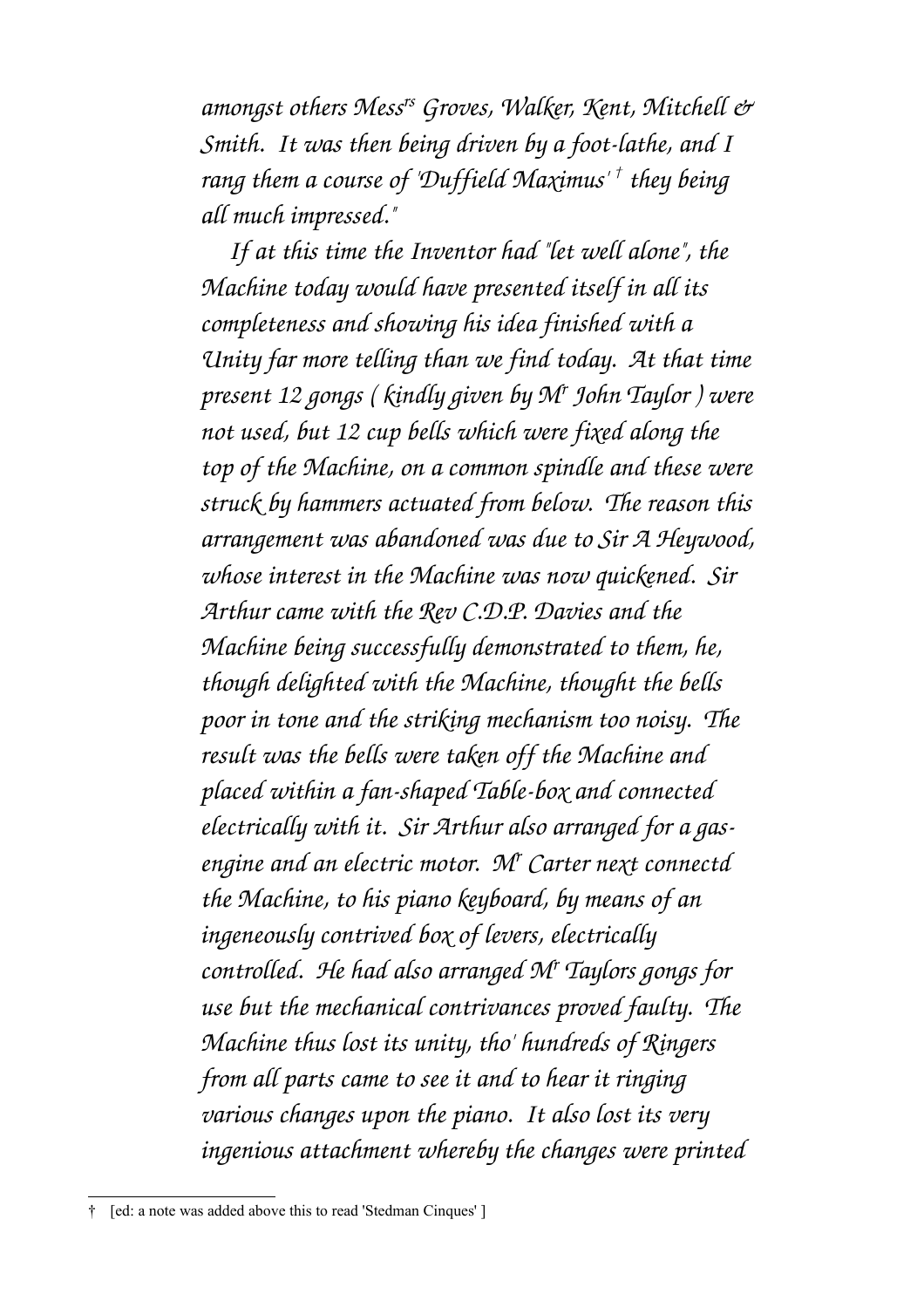*amongst others Mess[rs] Groves, Walker, Kent, Mitchell & Smith. It was then being driven by a foot-lathe, and I rang them a course of 'Duffield Maximus' † they being all much impressed."*

*If at this time the Inventor had "let well alone", the Machine today would have presented itself in all its completeness and showing his idea finished with a Unity far more telling than we find today. At that time present 12 gongs ( kindly given by M[r] John Taylor ) were not used, but 12 cup bells which were fixed along the top of the Machine, on a common spindle and these were struck by hammers actuated from below. The reason this arrangement was abandoned was due to Sir A Heywood, whose interest in the Machine was now quickened. Sir Arthur came with the Rev C.D.P. Davies and the Machine being successfully demonstrated to them, he, though delighted with the Machine, thought the bells poor in tone and the striking mechanism too noisy. The result was the bells were taken off the Machine and placed within a fan-shaped Table-box and connected electrically with it. Sir Arthur also arranged for a gas-engine and an electric motor. M[r] Carter next connectd the Machine, to his piano keyboard, by means of an ingeneously contrived box of levers, electrically controlled. He had also arranged M[r] Taylors gongs for use but the mechanical contrivances proved faulty. The Machine thus lost its unity, tho' hundreds of Ringers from all parts came to see it and to hear it ringing various changes upon the piano. It also lost its very ingenious attachment whereby the changes were printed*

† [ed: a note was added above this to read 'Stedman Cinques' ]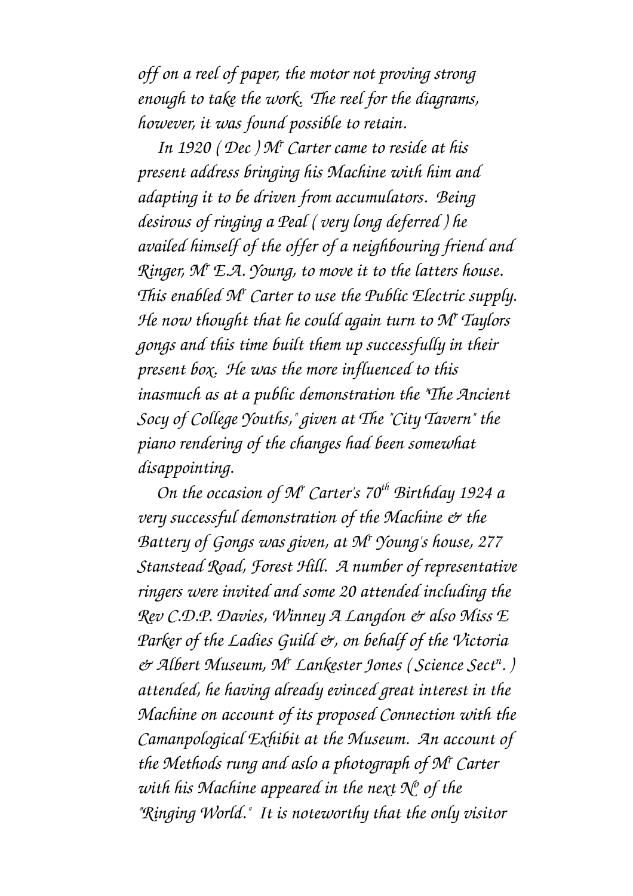off on a reel of paper, the motor not proving strong enough to take the work. The reel for the diagrams, however, it was found possible to retain.

In 1920 ( Dec ) M[r] Carter came to reside at his present address bringing his Machine with him and adapting it to be driven from accumulators. Being desirous of ringing a Peal ( very long deferred ) he availed himself of the offer of a neighbouring friend and Ringer, M[r] E.A. Young, to move it to the latters house. This enabled M[r] Carter to use the Public Electric supply. He now thought that he could again turn to M[r] Taylors gongs and this time built them up successfully in their present box. He was the more influenced to this inasmuch as at a public demonstration the "The Ancient Socy of College Youths," given at The "City Tavern" the piano rendering of the changes had been somewhat disappointing.

On the occasion of M[r] Carter's 70[th] Birthday 1924 a very successful demonstration of the Machine & the Battery of Gongs was given, at M[r] Young's house, 277 Stanstead Road, Forest Hill. A number of representative ringers were invited and some 20 attended including the Rev C.D.P. Davies, Winney A Langdon & also Miss E Parker of the Ladies Guild &, on behalf of the Victoria & Albert Museum, M[r] Lankester Jones ( Science Sect[n]. ) attended, he having already evinced great interest in the Machine on account of its proposed Connection with the Camanpological Exhibit at the Museum. An account of the Methods rung and aslo a photograph of M[r] Carter with his Machine appeared in the next N[o] of the "Ringing World." It is noteworthy that the only visitor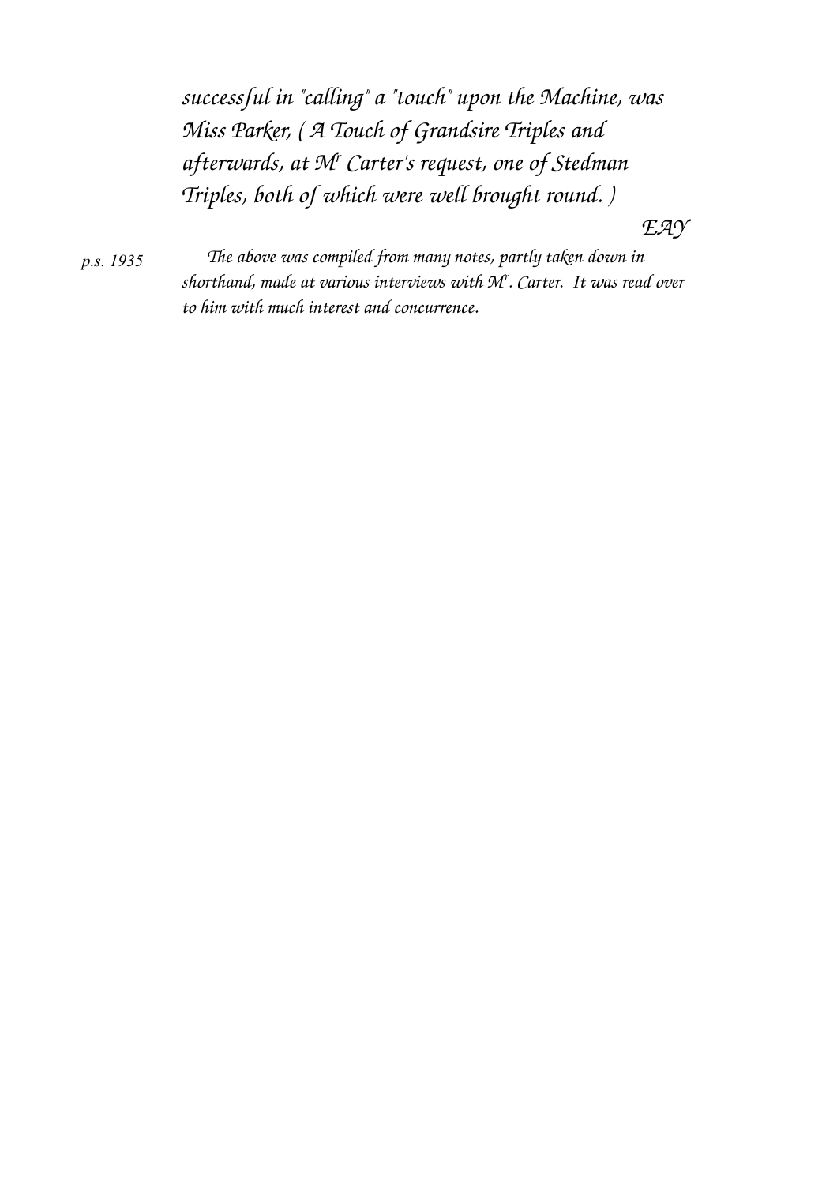*successful in "calling" a "touch" upon the Machine, was Miss Parker, ( A Touch of Grandsire Triples and afterwards, at Mr Carter's request, one of Stedman Triples, both of which were well brought round. )*

*EAY*

*p.s. 1935*

*The above was compiled from many notes, partly taken down in shorthand, made at various interviews with Mr. Carter. It was read over to him with much interest and concurrence.*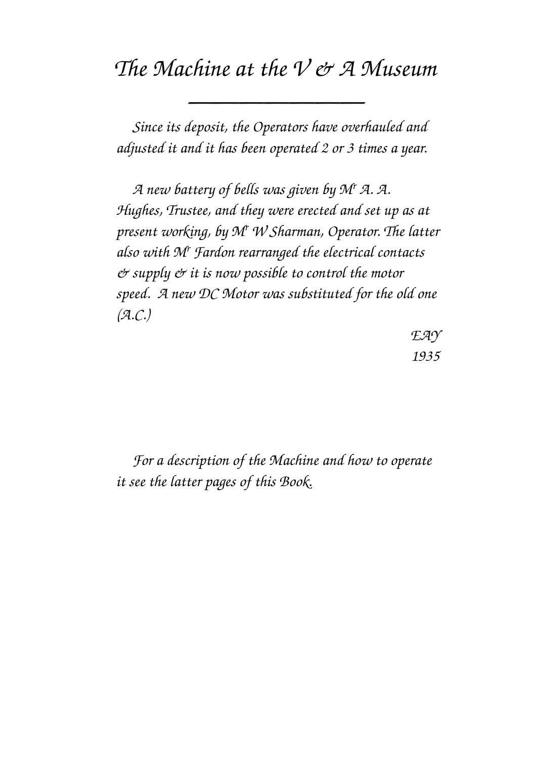# *The Machine at the V & A Museum*

---

*Since its deposit, the Operators have overhauled and adjusted it and it has been operated 2 or 3 times a year.*

*A new battery of bells was given by Mr A. A. Hughes, Trustee, and they were erected and set up as at present working, by Mr W Sharman, Operator. The latter also with Mr Fardon rearranged the electrical contacts & supply & it is now possible to control the motor speed. A new DC Motor was substituted for the old one (A.C.)*

*EAY*
*1935*

*For a description of the Machine and how to operate it see the latter pages of this Book.*